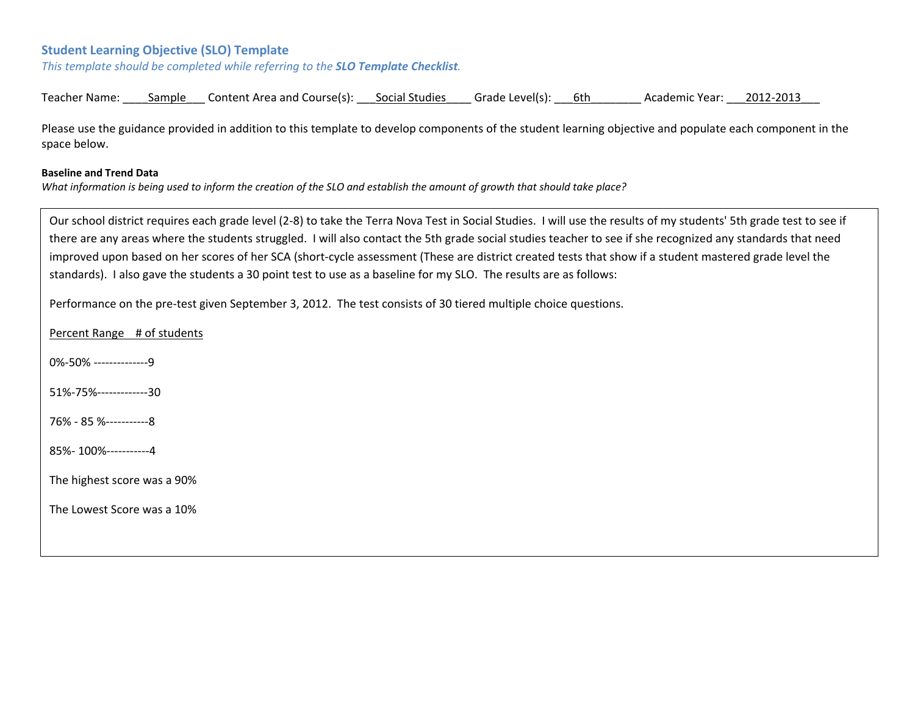## Student Learning Objective (SLO) Template

*This template should be completed while referring to the **SLO Template Checklist**.*

Teacher Name: ____Sample___ Content Area and Course(s): ___Social Studies____ Grade Level(s): ___6th________ Academic Year: ___2012-2013___

Please use the guidance provided in addition to this template to develop components of the student learning objective and populate each component in the space below.

**Baseline and Trend Data**

*What information is being used to inform the creation of the SLO and establish the amount of growth that should take place?*

Our school district requires each grade level (2-8) to take the Terra Nova Test in Social Studies. I will use the results of my students' 5th grade test to see if there are any areas where the students struggled. I will also contact the 5th grade social studies teacher to see if she recognized any standards that need improved upon based on her scores of her SCA (short-cycle assessment (These are district created tests that show if a student mastered grade level the standards). I also gave the students a 30 point test to use as a baseline for my SLO. The results are as follows:

Performance on the pre-test given September 3, 2012. The test consists of 30 tiered multiple choice questions.

<u>Percent Range    # of students</u>

0%-50% --------------9

51%-75%-------------30

76% - 85 %-----------8

85%- 100%-----------4

The highest score was a 90%

The Lowest Score was a 10%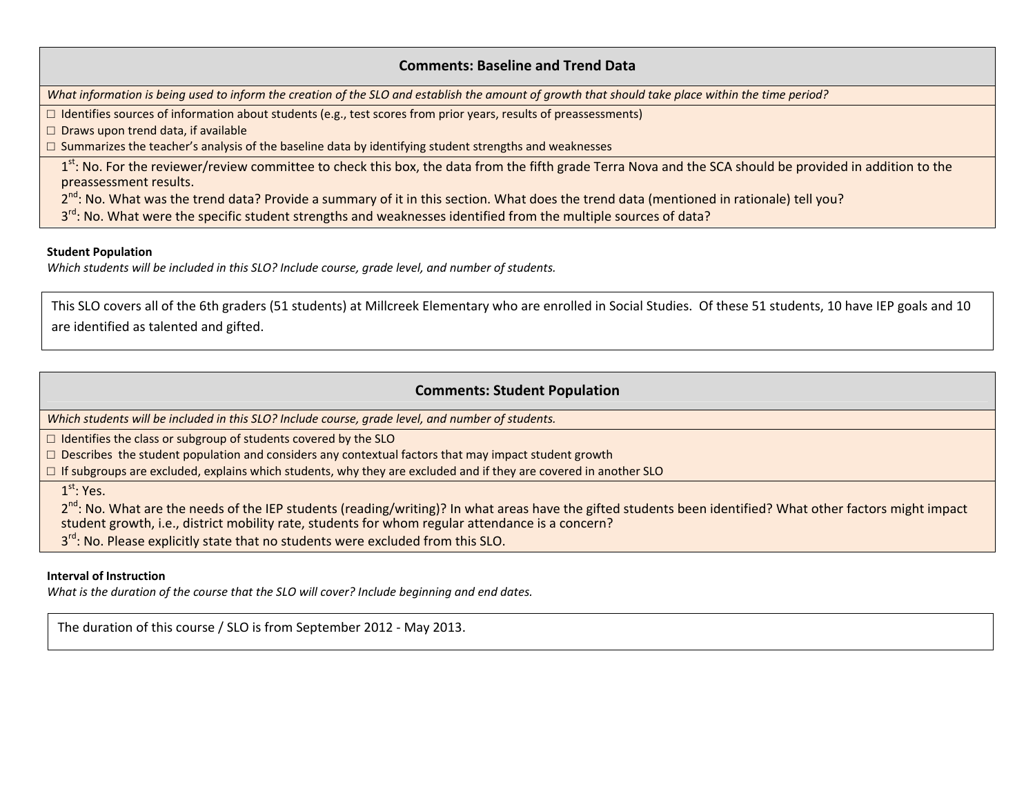## Comments: Baseline and Trend Data

*What information is being used to inform the creation of the SLO and establish the amount of growth that should take place within the time period?*

- ☐ Identifies sources of information about students (e.g., test scores from prior years, results of preassessments)
- ☐ Draws upon trend data, if available
- ☐ Summarizes the teacher's analysis of the baseline data by identifying student strengths and weaknesses

1st: No. For the reviewer/review committee to check this box, the data from the fifth grade Terra Nova and the SCA should be provided in addition to the preassessment results.

2nd: No. What was the trend data? Provide a summary of it in this section. What does the trend data (mentioned in rationale) tell you?

3rd: No. What were the specific student strengths and weaknesses identified from the multiple sources of data?

**Student Population**

*Which students will be included in this SLO? Include course, grade level, and number of students.*

This SLO covers all of the 6th graders (51 students) at Millcreek Elementary who are enrolled in Social Studies. Of these 51 students, 10 have IEP goals and 10 are identified as talented and gifted.

## Comments: Student Population

*Which students will be included in this SLO? Include course, grade level, and number of students.*

- ☐ Identifies the class or subgroup of students covered by the SLO
- ☐ Describes the student population and considers any contextual factors that may impact student growth
- ☐ If subgroups are excluded, explains which students, why they are excluded and if they are covered in another SLO

1st: Yes.

2nd: No. What are the needs of the IEP students (reading/writing)? In what areas have the gifted students been identified? What other factors might impact student growth, i.e., district mobility rate, students for whom regular attendance is a concern?

3rd: No. Please explicitly state that no students were excluded from this SLO.

**Interval of Instruction**

*What is the duration of the course that the SLO will cover? Include beginning and end dates.*

The duration of this course / SLO is from September 2012 - May 2013.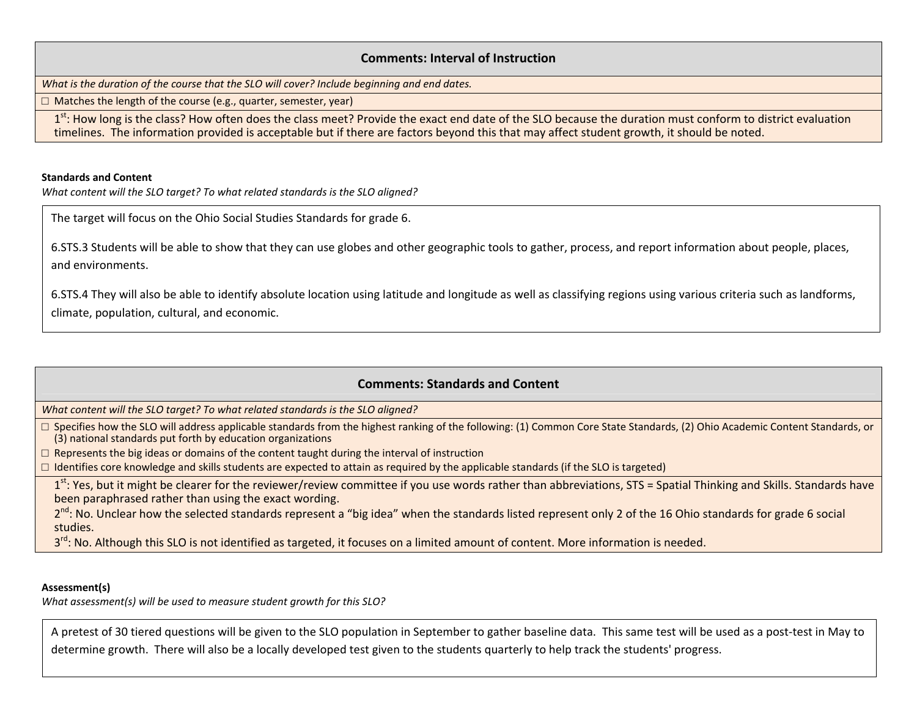## Comments: Interval of Instruction

*What is the duration of the course that the SLO will cover? Include beginning and end dates.*

☐ Matches the length of the course (e.g., quarter, semester, year)

1st: How long is the class? How often does the class meet? Provide the exact end date of the SLO because the duration must conform to district evaluation timelines. The information provided is acceptable but if there are factors beyond this that may affect student growth, it should be noted.

**Standards and Content**

*What content will the SLO target? To what related standards is the SLO aligned?*

The target will focus on the Ohio Social Studies Standards for grade 6.

6.STS.3 Students will be able to show that they can use globes and other geographic tools to gather, process, and report information about people, places, and environments.

6.STS.4 They will also be able to identify absolute location using latitude and longitude as well as classifying regions using various criteria such as landforms, climate, population, cultural, and economic.

## Comments: Standards and Content

*What content will the SLO target? To what related standards is the SLO aligned?*

☐ Specifies how the SLO will address applicable standards from the highest ranking of the following: (1) Common Core State Standards, (2) Ohio Academic Content Standards, or (3) national standards put forth by education organizations

☐ Represents the big ideas or domains of the content taught during the interval of instruction

☐ Identifies core knowledge and skills students are expected to attain as required by the applicable standards (if the SLO is targeted)

1st: Yes, but it might be clearer for the reviewer/review committee if you use words rather than abbreviations, STS = Spatial Thinking and Skills. Standards have been paraphrased rather than using the exact wording.

2nd: No. Unclear how the selected standards represent a "big idea" when the standards listed represent only 2 of the 16 Ohio standards for grade 6 social studies.

3rd: No. Although this SLO is not identified as targeted, it focuses on a limited amount of content. More information is needed.

**Assessment(s)**

*What assessment(s) will be used to measure student growth for this SLO?*

A pretest of 30 tiered questions will be given to the SLO population in September to gather baseline data. This same test will be used as a post-test in May to determine growth. There will also be a locally developed test given to the students quarterly to help track the students' progress.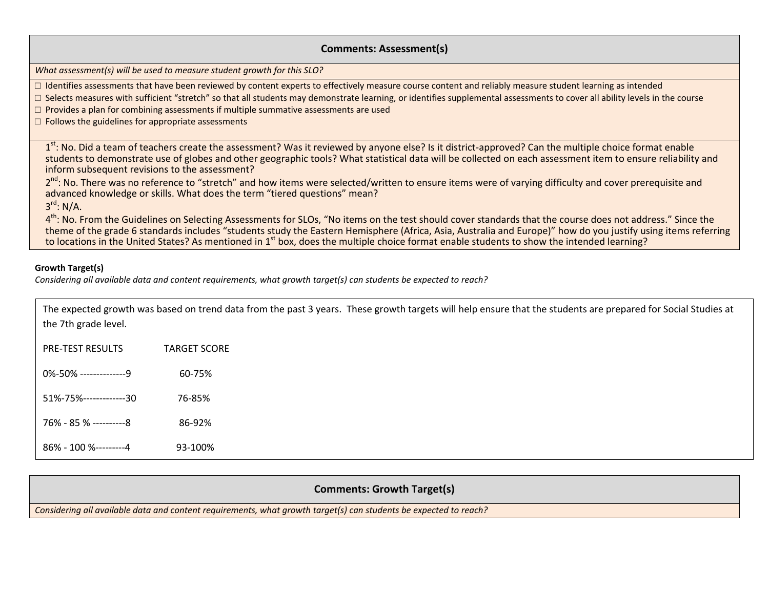## Comments: Assessment(s)

*What assessment(s) will be used to measure student growth for this SLO?*

- ☐ Identifies assessments that have been reviewed by content experts to effectively measure course content and reliably measure student learning as intended
- ☐ Selects measures with sufficient "stretch" so that all students may demonstrate learning, or identifies supplemental assessments to cover all ability levels in the course
- ☐ Provides a plan for combining assessments if multiple summative assessments are used
- ☐ Follows the guidelines for appropriate assessments

1st: No. Did a team of teachers create the assessment? Was it reviewed by anyone else? Is it district-approved? Can the multiple choice format enable students to demonstrate use of globes and other geographic tools? What statistical data will be collected on each assessment item to ensure reliability and inform subsequent revisions to the assessment?

2nd: No. There was no reference to "stretch" and how items were selected/written to ensure items were of varying difficulty and cover prerequisite and advanced knowledge or skills. What does the term "tiered questions" mean?

3rd: N/A.

4th: No. From the Guidelines on Selecting Assessments for SLOs, "No items on the test should cover standards that the course does not address." Since the theme of the grade 6 standards includes "students study the Eastern Hemisphere (Africa, Asia, Australia and Europe)" how do you justify using items referring to locations in the United States? As mentioned in 1st box, does the multiple choice format enable students to show the intended learning?

**Growth Target(s)**

*Considering all available data and content requirements, what growth target(s) can students be expected to reach?*

The expected growth was based on trend data from the past 3 years. These growth targets will help ensure that the students are prepared for Social Studies at the 7th grade level.

| PRE-TEST RESULTS | TARGET SCORE |
|---|---|
| 0%-50% --------------9 | 60-75% |
| 51%-75%-------------30 | 76-85% |
| 76% - 85 % ----------8 | 86-92% |
| 86% - 100 %---------4 | 93-100% |

## Comments: Growth Target(s)

*Considering all available data and content requirements, what growth target(s) can students be expected to reach?*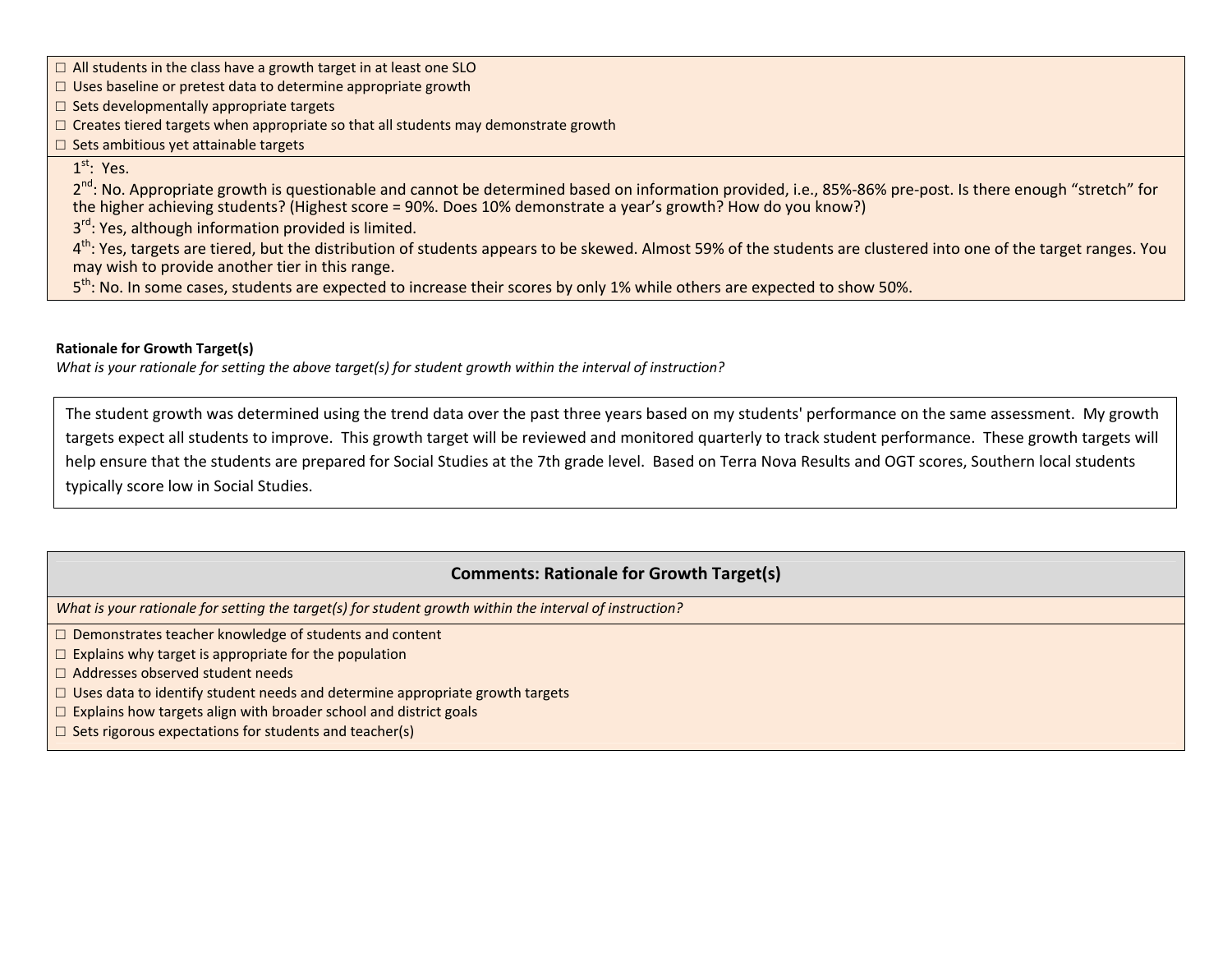☐ All students in the class have a growth target in at least one SLO
☐ Uses baseline or pretest data to determine appropriate growth
☐ Sets developmentally appropriate targets
☐ Creates tiered targets when appropriate so that all students may demonstrate growth
☐ Sets ambitious yet attainable targets

1st: Yes.
2nd: No. Appropriate growth is questionable and cannot be determined based on information provided, i.e., 85%-86% pre-post. Is there enough "stretch" for the higher achieving students? (Highest score = 90%. Does 10% demonstrate a year's growth? How do you know?)
3rd: Yes, although information provided is limited.
4th: Yes, targets are tiered, but the distribution of students appears to be skewed. Almost 59% of the students are clustered into one of the target ranges. You may wish to provide another tier in this range.
5th: No. In some cases, students are expected to increase their scores by only 1% while others are expected to show 50%.

**Rationale for Growth Target(s)**
*What is your rationale for setting the above target(s) for student growth within the interval of instruction?*

The student growth was determined using the trend data over the past three years based on my students' performance on the same assessment. My growth targets expect all students to improve. This growth target will be reviewed and monitored quarterly to track student performance. These growth targets will help ensure that the students are prepared for Social Studies at the 7th grade level. Based on Terra Nova Results and OGT scores, Southern local students typically score low in Social Studies.

## Comments: Rationale for Growth Target(s)

*What is your rationale for setting the target(s) for student growth within the interval of instruction?*

☐ Demonstrates teacher knowledge of students and content
☐ Explains why target is appropriate for the population
☐ Addresses observed student needs
☐ Uses data to identify student needs and determine appropriate growth targets
☐ Explains how targets align with broader school and district goals
☐ Sets rigorous expectations for students and teacher(s)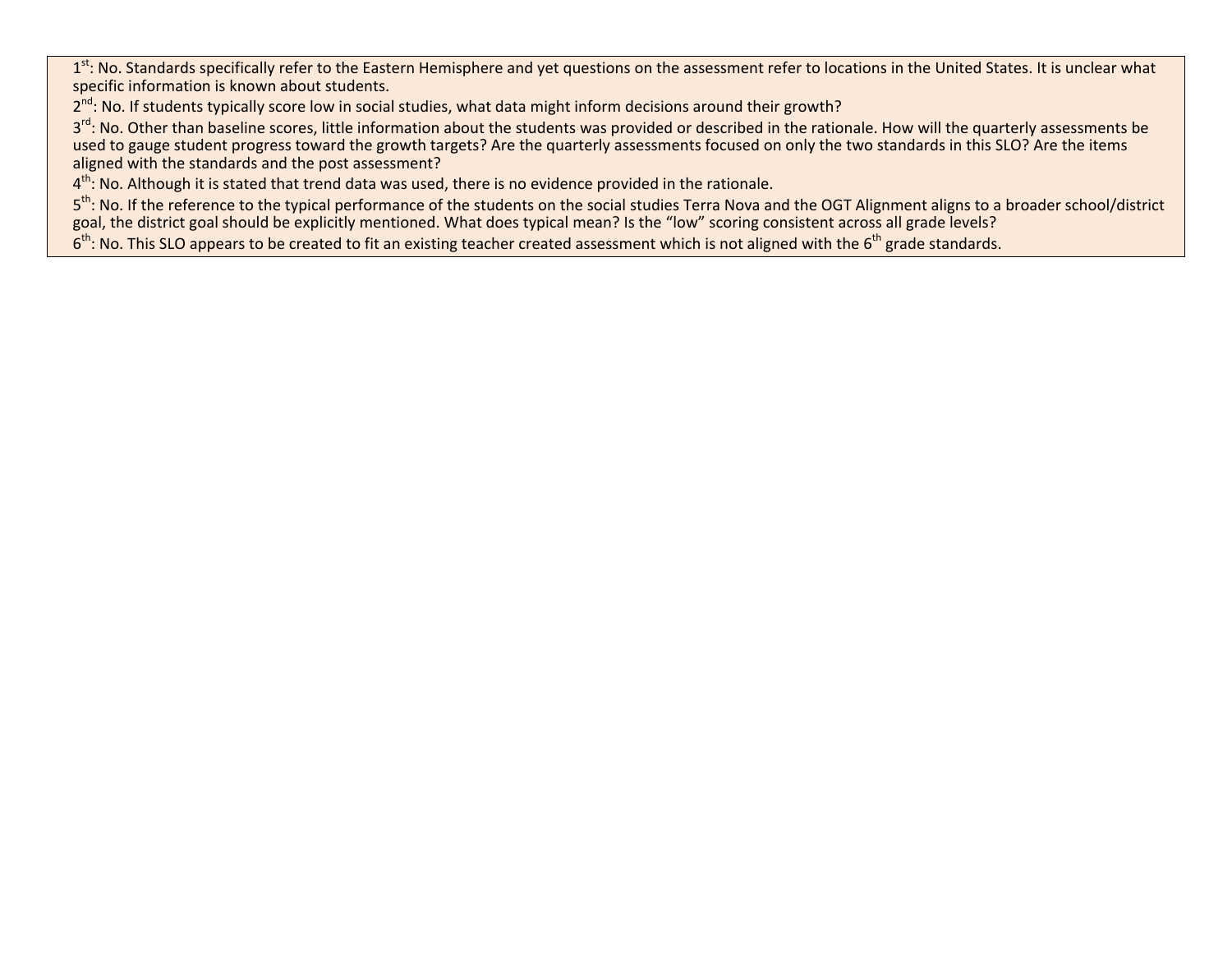1st: No. Standards specifically refer to the Eastern Hemisphere and yet questions on the assessment refer to locations in the United States. It is unclear what specific information is known about students.

2nd: No. If students typically score low in social studies, what data might inform decisions around their growth?

3rd: No. Other than baseline scores, little information about the students was provided or described in the rationale. How will the quarterly assessments be used to gauge student progress toward the growth targets? Are the quarterly assessments focused on only the two standards in this SLO? Are the items aligned with the standards and the post assessment?

4th: No. Although it is stated that trend data was used, there is no evidence provided in the rationale.

5th: No. If the reference to the typical performance of the students on the social studies Terra Nova and the OGT Alignment aligns to a broader school/district goal, the district goal should be explicitly mentioned. What does typical mean? Is the "low" scoring consistent across all grade levels?

6th: No. This SLO appears to be created to fit an existing teacher created assessment which is not aligned with the 6th grade standards.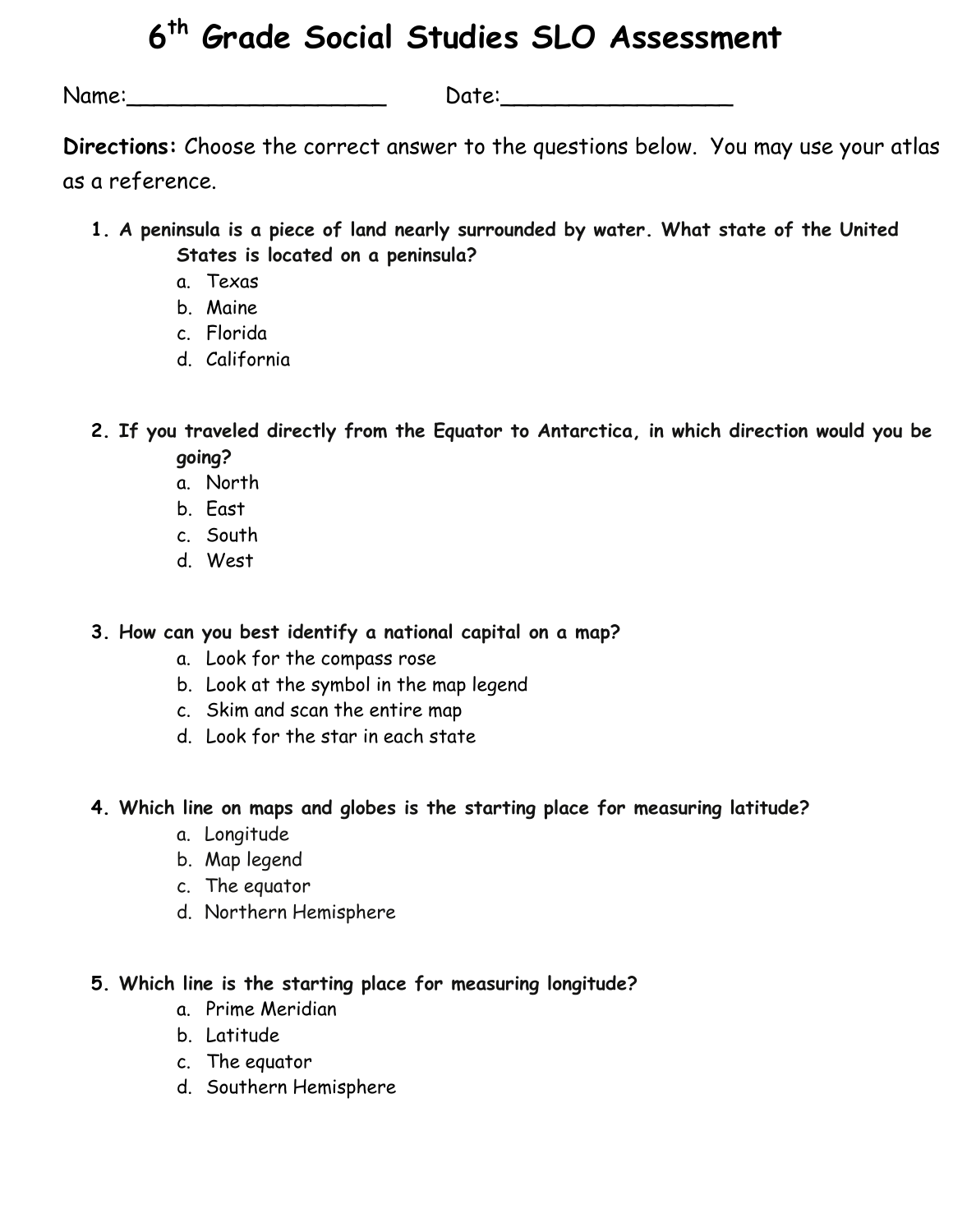# 6th Grade Social Studies SLO Assessment

Name:____________________ Date:__________________

**Directions:** Choose the correct answer to the questions below. You may use your atlas as a reference.

1. **A peninsula is a piece of land nearly surrounded by water. What state of the United States is located on a peninsula?**
    a. Texas
    b. Maine
    c. Florida
    d. California

2. **If you traveled directly from the Equator to Antarctica, in which direction would you be going?**
    a. North
    b. East
    c. South
    d. West

3. **How can you best identify a national capital on a map?**
    a. Look for the compass rose
    b. Look at the symbol in the map legend
    c. Skim and scan the entire map
    d. Look for the star in each state

4. **Which line on maps and globes is the starting place for measuring latitude?**
    a. Longitude
    b. Map legend
    c. The equator
    d. Northern Hemisphere

5. **Which line is the starting place for measuring longitude?**
    a. Prime Meridian
    b. Latitude
    c. The equator
    d. Southern Hemisphere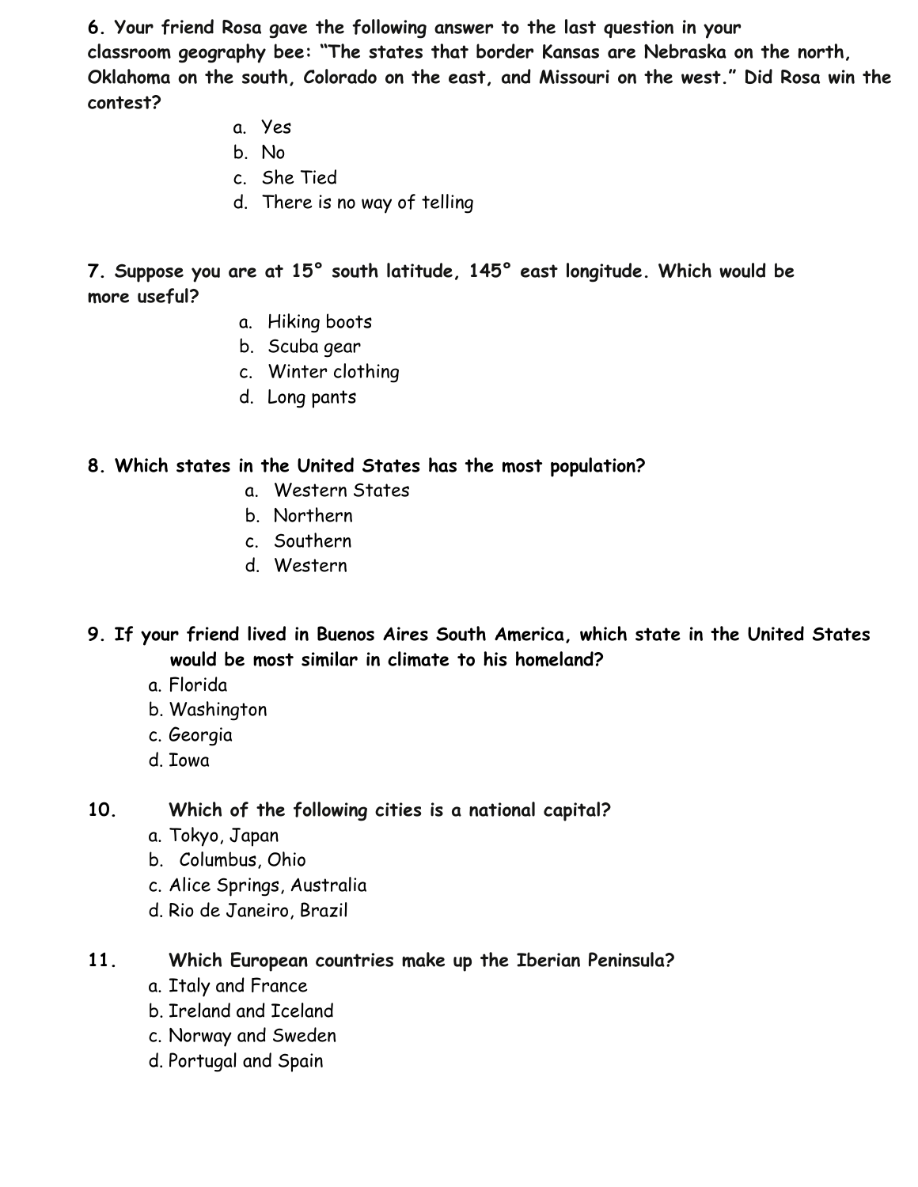**6. Your friend Rosa gave the following answer to the last question in your classroom geography bee: "The states that border Kansas are Nebraska on the north, Oklahoma on the south, Colorado on the east, and Missouri on the west." Did Rosa win the contest?**

a. Yes
b. No
c. She Tied
d. There is no way of telling

**7. Suppose you are at 15° south latitude, 145° east longitude. Which would be more useful?**

a. Hiking boots
b. Scuba gear
c. Winter clothing
d. Long pants

**8. Which states in the United States has the most population?**

a. Western States
b. Northern
c. Southern
d. Western

**9. If your friend lived in Buenos Aires South America, which state in the United States would be most similar in climate to his homeland?**

a. Florida
b. Washington
c. Georgia
d. Iowa

**10. Which of the following cities is a national capital?**

a. Tokyo, Japan
b. Columbus, Ohio
c. Alice Springs, Australia
d. Rio de Janeiro, Brazil

**11. Which European countries make up the Iberian Peninsula?**

a. Italy and France
b. Ireland and Iceland
c. Norway and Sweden
d. Portugal and Spain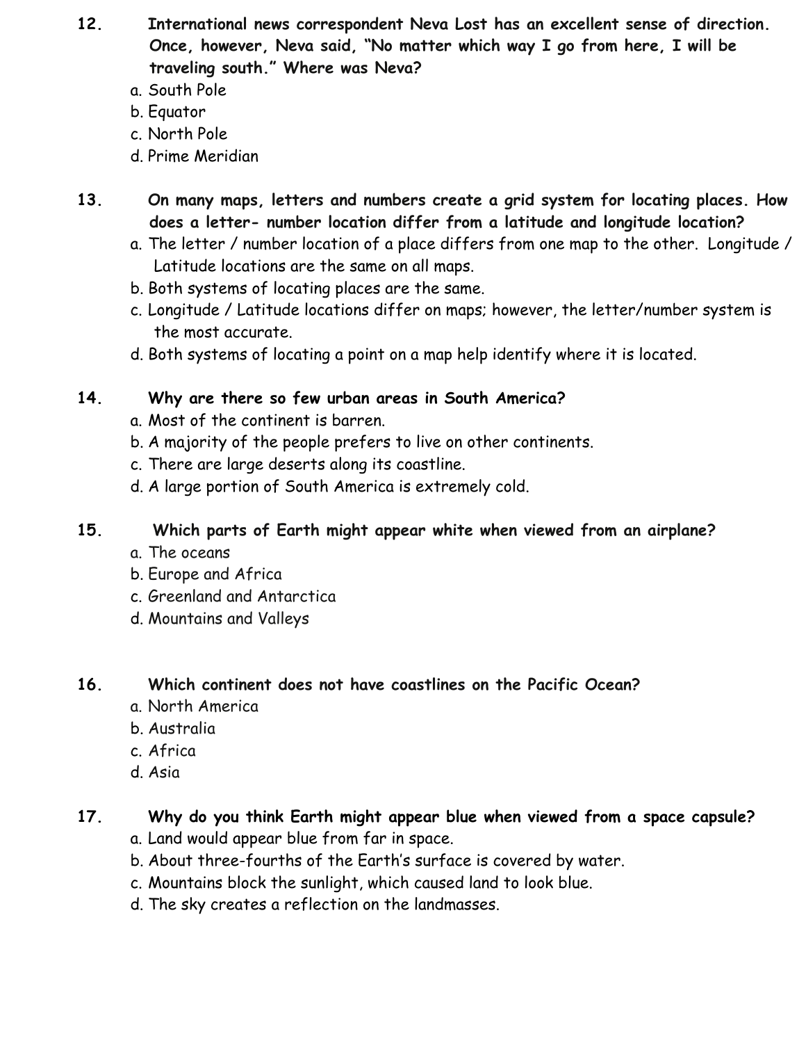12. **International news correspondent Neva Lost has an excellent sense of direction. Once, however, Neva said, "No matter which way I go from here, I will be traveling south." Where was Neva?**

    a. South Pole
    b. Equator
    c. North Pole
    d. Prime Meridian

13. **On many maps, letters and numbers create a grid system for locating places. How does a letter- number location differ from a latitude and longitude location?**

    a. The letter / number location of a place differs from one map to the other. Longitude / Latitude locations are the same on all maps.
    b. Both systems of locating places are the same.
    c. Longitude / Latitude locations differ on maps; however, the letter/number system is the most accurate.
    d. Both systems of locating a point on a map help identify where it is located.

14. **Why are there so few urban areas in South America?**

    a. Most of the continent is barren.
    b. A majority of the people prefers to live on other continents.
    c. There are large deserts along its coastline.
    d. A large portion of South America is extremely cold.

15. **Which parts of Earth might appear white when viewed from an airplane?**

    a. The oceans
    b. Europe and Africa
    c. Greenland and Antarctica
    d. Mountains and Valleys

16. **Which continent does not have coastlines on the Pacific Ocean?**

    a. North America
    b. Australia
    c. Africa
    d. Asia

17. **Why do you think Earth might appear blue when viewed from a space capsule?**

    a. Land would appear blue from far in space.
    b. About three-fourths of the Earth's surface is covered by water.
    c. Mountains block the sunlight, which caused land to look blue.
    d. The sky creates a reflection on the landmasses.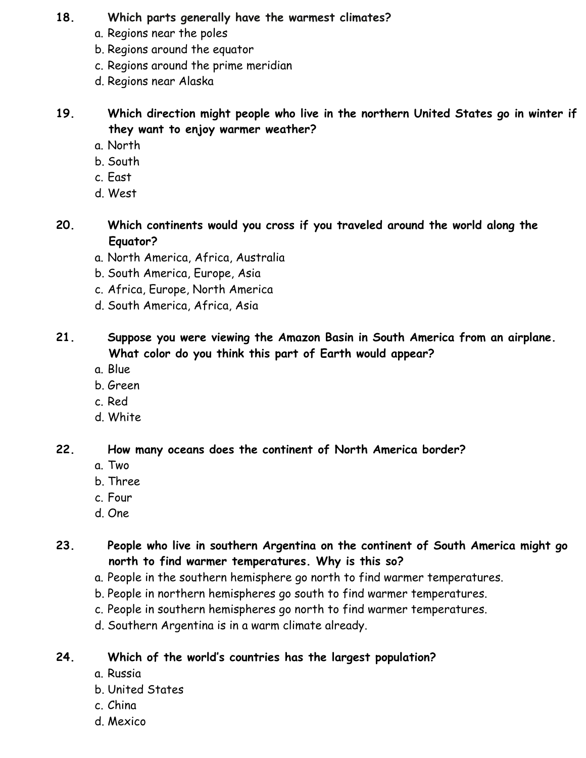**18. Which parts generally have the warmest climates?**

a. Regions near the poles
b. Regions around the equator
c. Regions around the prime meridian
d. Regions near Alaska

**19. Which direction might people who live in the northern United States go in winter if they want to enjoy warmer weather?**

a. North
b. South
c. East
d. West

**20. Which continents would you cross if you traveled around the world along the Equator?**

a. North America, Africa, Australia
b. South America, Europe, Asia
c. Africa, Europe, North America
d. South America, Africa, Asia

**21. Suppose you were viewing the Amazon Basin in South America from an airplane. What color do you think this part of Earth would appear?**

a. Blue
b. Green
c. Red
d. White

**22. How many oceans does the continent of North America border?**

a. Two
b. Three
c. Four
d. One

**23. People who live in southern Argentina on the continent of South America might go north to find warmer temperatures. Why is this so?**

a. People in the southern hemisphere go north to find warmer temperatures.
b. People in northern hemispheres go south to find warmer temperatures.
c. People in southern hemispheres go north to find warmer temperatures.
d. Southern Argentina is in a warm climate already.

**24. Which of the world's countries has the largest population?**

a. Russia
b. United States
c. China
d. Mexico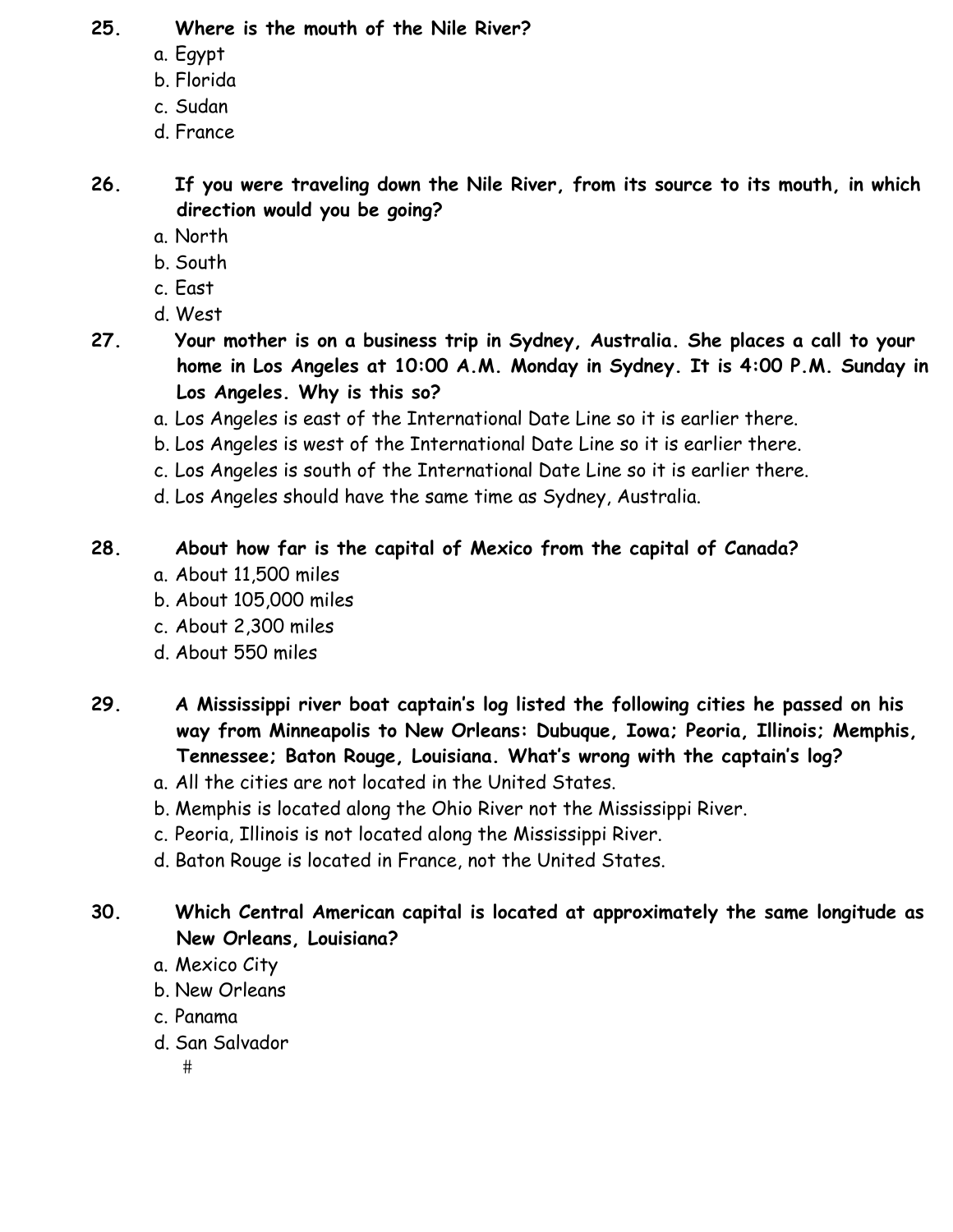**25. Where is the mouth of the Nile River?**

a. Egypt
b. Florida
c. Sudan
d. France

**26. If you were traveling down the Nile River, from its source to its mouth, in which direction would you be going?**

a. North
b. South
c. East
d. West

**27. Your mother is on a business trip in Sydney, Australia. She places a call to your home in Los Angeles at 10:00 A.M. Monday in Sydney. It is 4:00 P.M. Sunday in Los Angeles. Why is this so?**

a. Los Angeles is east of the International Date Line so it is earlier there.
b. Los Angeles is west of the International Date Line so it is earlier there.
c. Los Angeles is south of the International Date Line so it is earlier there.
d. Los Angeles should have the same time as Sydney, Australia.

**28. About how far is the capital of Mexico from the capital of Canada?**

a. About 11,500 miles
b. About 105,000 miles
c. About 2,300 miles
d. About 550 miles

**29. A Mississippi river boat captain's log listed the following cities he passed on his way from Minneapolis to New Orleans: Dubuque, Iowa; Peoria, Illinois; Memphis, Tennessee; Baton Rouge, Louisiana. What's wrong with the captain's log?**

a. All the cities are not located in the United States.
b. Memphis is located along the Ohio River not the Mississippi River.
c. Peoria, Illinois is not located along the Mississippi River.
d. Baton Rouge is located in France, not the United States.

**30. Which Central American capital is located at approximately the same longitude as New Orleans, Louisiana?**

a. Mexico City
b. New Orleans
c. Panama
d. San Salvador

#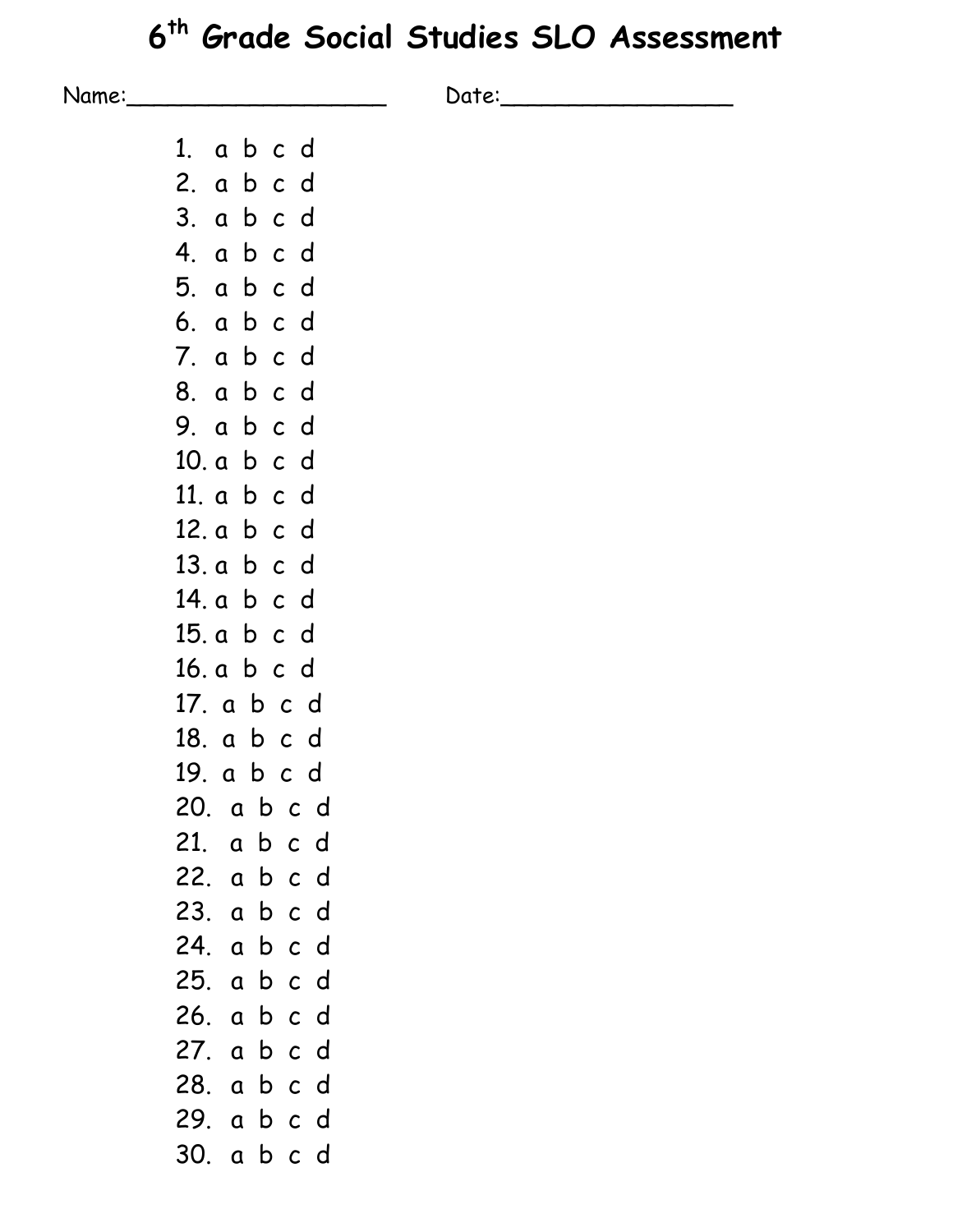# 6th Grade Social Studies SLO Assessment

Name:\_\_\_\_\_\_\_\_\_\_\_\_\_\_\_\_\_\_\_\_ Date:\_\_\_\_\_\_\_\_\_\_\_\_\_\_\_\_\_\_

1. a b c d
2. a b c d
3. a b c d
4. a b c d
5. a b c d
6. a b c d
7. a b c d
8. a b c d
9. a b c d
10. a b c d
11. a b c d
12. a b c d
13. a b c d
14. a b c d
15. a b c d
16. a b c d
17. a b c d
18. a b c d
19. a b c d
20. a b c d
21. a b c d
22. a b c d
23. a b c d
24. a b c d
25. a b c d
26. a b c d
27. a b c d
28. a b c d
29. a b c d
30. a b c d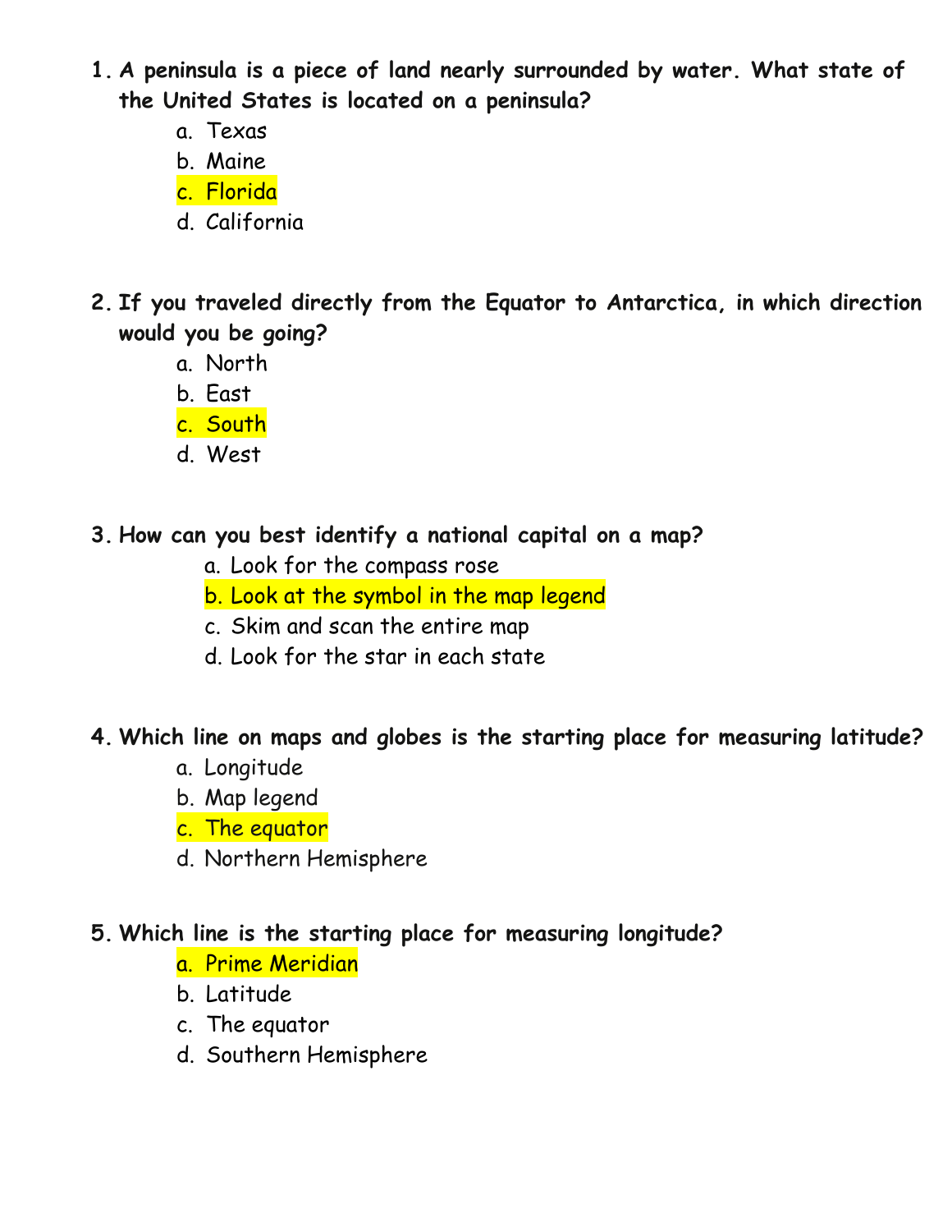1. **A peninsula is a piece of land nearly surrounded by water. What state of the United States is located on a peninsula?**
   a. Texas
   b. Maine
   c. Florida
   d. California

2. **If you traveled directly from the Equator to Antarctica, in which direction would you be going?**
   a. North
   b. East
   c. South
   d. West

3. **How can you best identify a national capital on a map?**
   a. Look for the compass rose
   b. Look at the symbol in the map legend
   c. Skim and scan the entire map
   d. Look for the star in each state

4. **Which line on maps and globes is the starting place for measuring latitude?**
   a. Longitude
   b. Map legend
   c. The equator
   d. Northern Hemisphere

5. **Which line is the starting place for measuring longitude?**
   a. Prime Meridian
   b. Latitude
   c. The equator
   d. Southern Hemisphere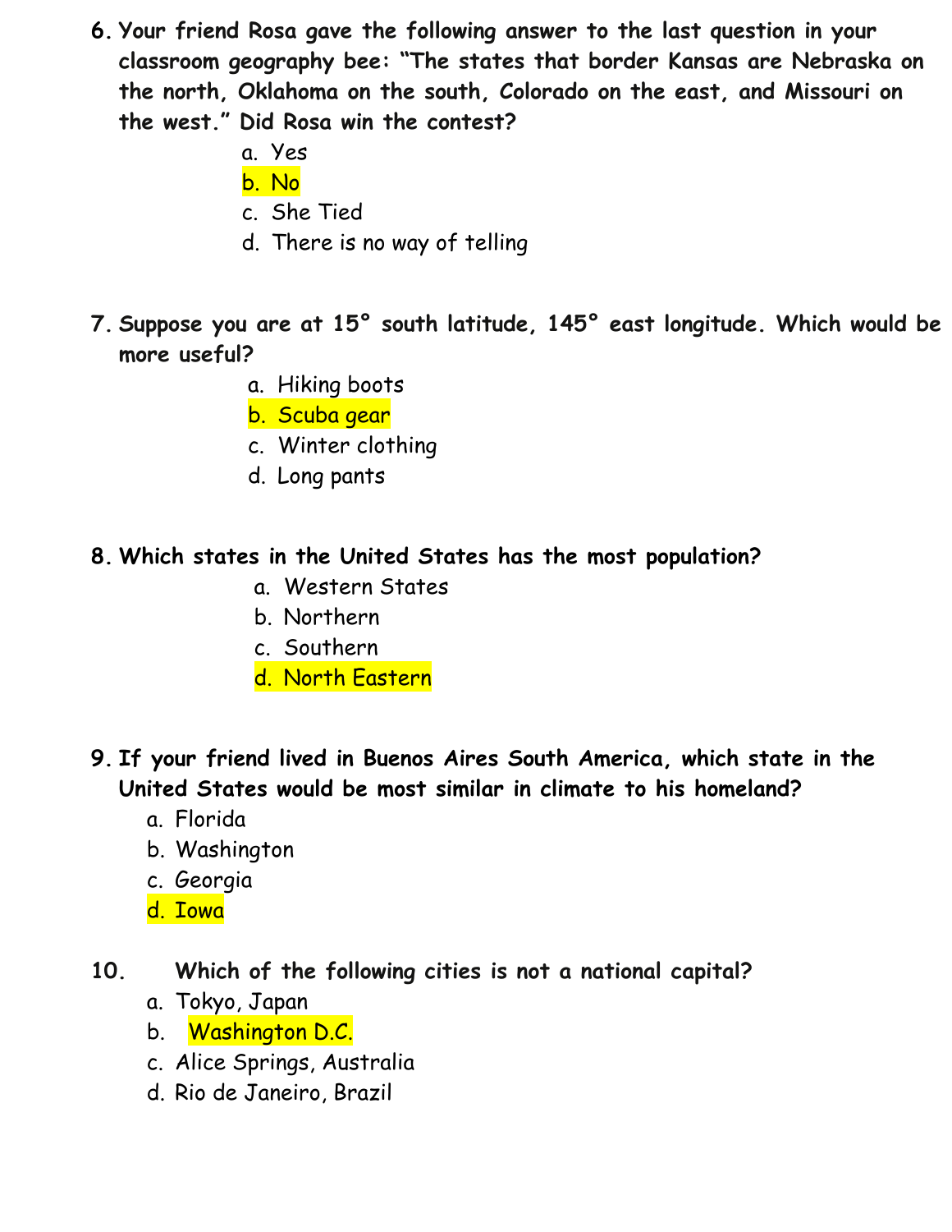6. **Your friend Rosa gave the following answer to the last question in your classroom geography bee: "The states that border Kansas are Nebraska on the north, Oklahoma on the south, Colorado on the east, and Missouri on the west." Did Rosa win the contest?**
   a. Yes
   b. No
   c. She Tied
   d. There is no way of telling

7. **Suppose you are at 15° south latitude, 145° east longitude. Which would be more useful?**
   a. Hiking boots
   b. Scuba gear
   c. Winter clothing
   d. Long pants

8. **Which states in the United States has the most population?**
   a. Western States
   b. Northern
   c. Southern
   d. North Eastern

9. **If your friend lived in Buenos Aires South America, which state in the United States would be most similar in climate to his homeland?**
   a. Florida
   b. Washington
   c. Georgia
   d. Iowa

10. **Which of the following cities is not a national capital?**
    a. Tokyo, Japan
    b. Washington D.C.
    c. Alice Springs, Australia
    d. Rio de Janeiro, Brazil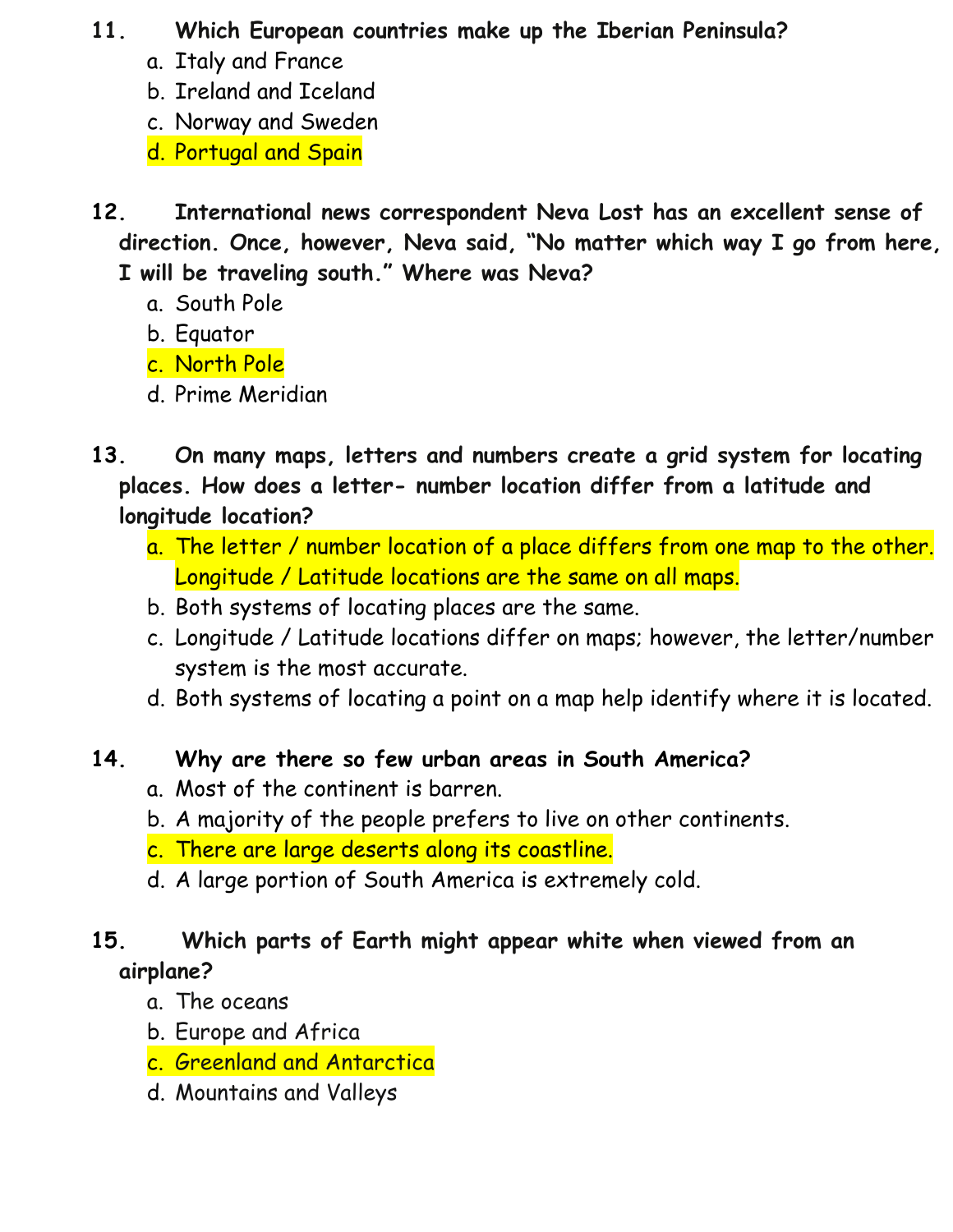**11. Which European countries make up the Iberian Peninsula?**

a. Italy and France
b. Ireland and Iceland
c. Norway and Sweden
d. Portugal and Spain

**12. International news correspondent Neva Lost has an excellent sense of direction. Once, however, Neva said, "No matter which way I go from here, I will be traveling south." Where was Neva?**

a. South Pole
b. Equator
c. North Pole
d. Prime Meridian

**13. On many maps, letters and numbers create a grid system for locating places. How does a letter- number location differ from a latitude and longitude location?**

a. The letter / number location of a place differs from one map to the other. Longitude / Latitude locations are the same on all maps.
b. Both systems of locating places are the same.
c. Longitude / Latitude locations differ on maps; however, the letter/number system is the most accurate.
d. Both systems of locating a point on a map help identify where it is located.

**14. Why are there so few urban areas in South America?**

a. Most of the continent is barren.
b. A majority of the people prefers to live on other continents.
c. There are large deserts along its coastline.
d. A large portion of South America is extremely cold.

**15. Which parts of Earth might appear white when viewed from an airplane?**

a. The oceans
b. Europe and Africa
c. Greenland and Antarctica
d. Mountains and Valleys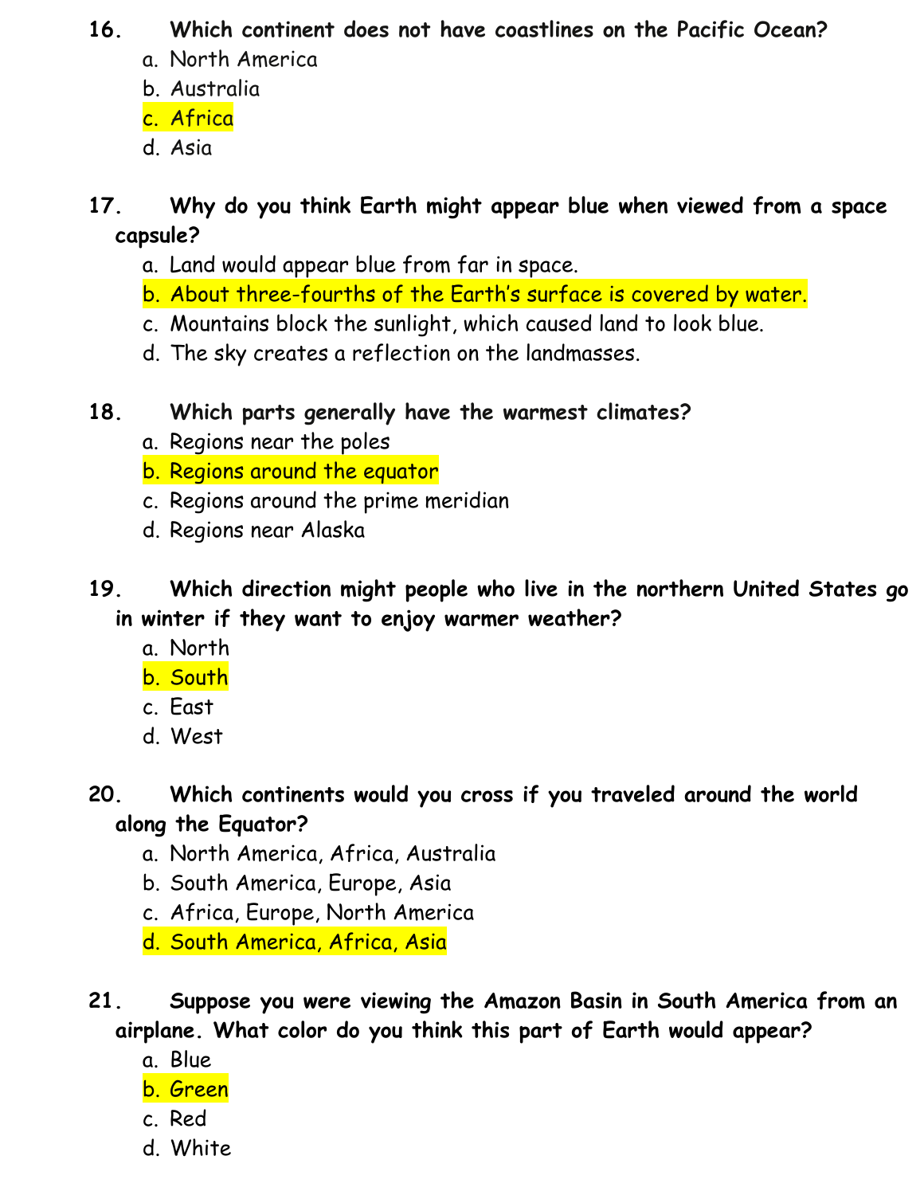**16. Which continent does not have coastlines on the Pacific Ocean?**

a. North America
b. Australia
c. Africa
d. Asia

**17. Why do you think Earth might appear blue when viewed from a space capsule?**

a. Land would appear blue from far in space.
b. About three-fourths of the Earth's surface is covered by water.
c. Mountains block the sunlight, which caused land to look blue.
d. The sky creates a reflection on the landmasses.

**18. Which parts generally have the warmest climates?**

a. Regions near the poles
b. Regions around the equator
c. Regions around the prime meridian
d. Regions near Alaska

**19. Which direction might people who live in the northern United States go in winter if they want to enjoy warmer weather?**

a. North
b. South
c. East
d. West

**20. Which continents would you cross if you traveled around the world along the Equator?**

a. North America, Africa, Australia
b. South America, Europe, Asia
c. Africa, Europe, North America
d. South America, Africa, Asia

**21. Suppose you were viewing the Amazon Basin in South America from an airplane. What color do you think this part of Earth would appear?**

a. Blue
b. Green
c. Red
d. White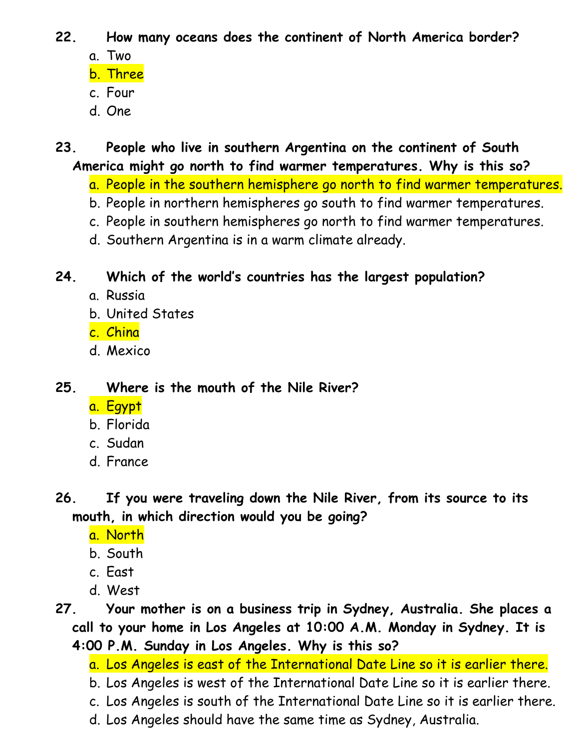**22. How many oceans does the continent of North America border?**

a. Two
b. Three
c. Four
d. One

**23. People who live in southern Argentina on the continent of South America might go north to find warmer temperatures. Why is this so?**

a. People in the southern hemisphere go north to find warmer temperatures.
b. People in northern hemispheres go south to find warmer temperatures.
c. People in southern hemispheres go north to find warmer temperatures.
d. Southern Argentina is in a warm climate already.

**24. Which of the world's countries has the largest population?**

a. Russia
b. United States
c. China
d. Mexico

**25. Where is the mouth of the Nile River?**

a. Egypt
b. Florida
c. Sudan
d. France

**26. If you were traveling down the Nile River, from its source to its mouth, in which direction would you be going?**

a. North
b. South
c. East
d. West

**27. Your mother is on a business trip in Sydney, Australia. She places a call to your home in Los Angeles at 10:00 A.M. Monday in Sydney. It is 4:00 P.M. Sunday in Los Angeles. Why is this so?**

a. Los Angeles is east of the International Date Line so it is earlier there.
b. Los Angeles is west of the International Date Line so it is earlier there.
c. Los Angeles is south of the International Date Line so it is earlier there.
d. Los Angeles should have the same time as Sydney, Australia.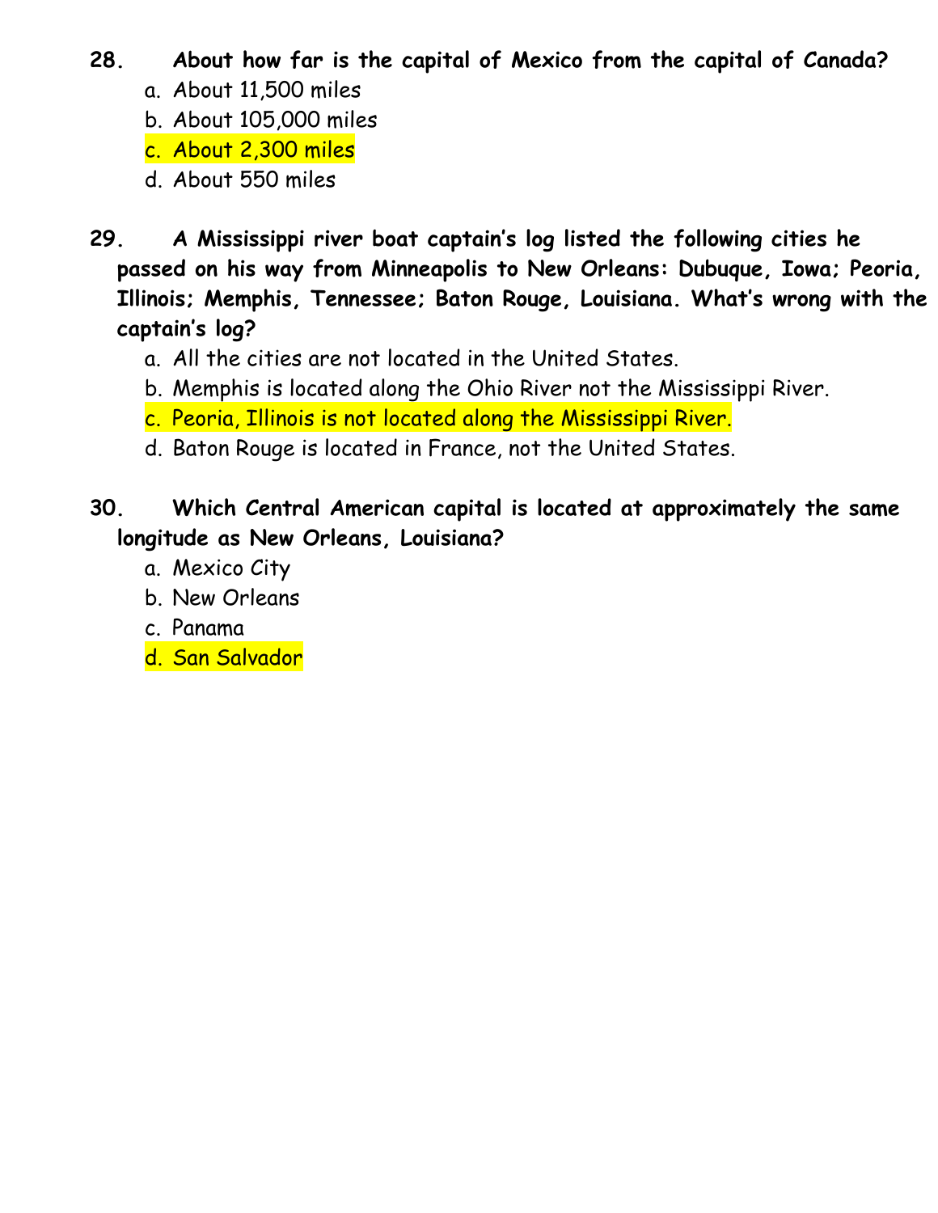**28. About how far is the capital of Mexico from the capital of Canada?**

a. About 11,500 miles
b. About 105,000 miles
c. About 2,300 miles
d. About 550 miles

**29. A Mississippi river boat captain's log listed the following cities he passed on his way from Minneapolis to New Orleans: Dubuque, Iowa; Peoria, Illinois; Memphis, Tennessee; Baton Rouge, Louisiana. What's wrong with the captain's log?**

a. All the cities are not located in the United States.
b. Memphis is located along the Ohio River not the Mississippi River.
c. Peoria, Illinois is not located along the Mississippi River.
d. Baton Rouge is located in France, not the United States.

**30. Which Central American capital is located at approximately the same longitude as New Orleans, Louisiana?**

a. Mexico City
b. New Orleans
c. Panama
d. San Salvador